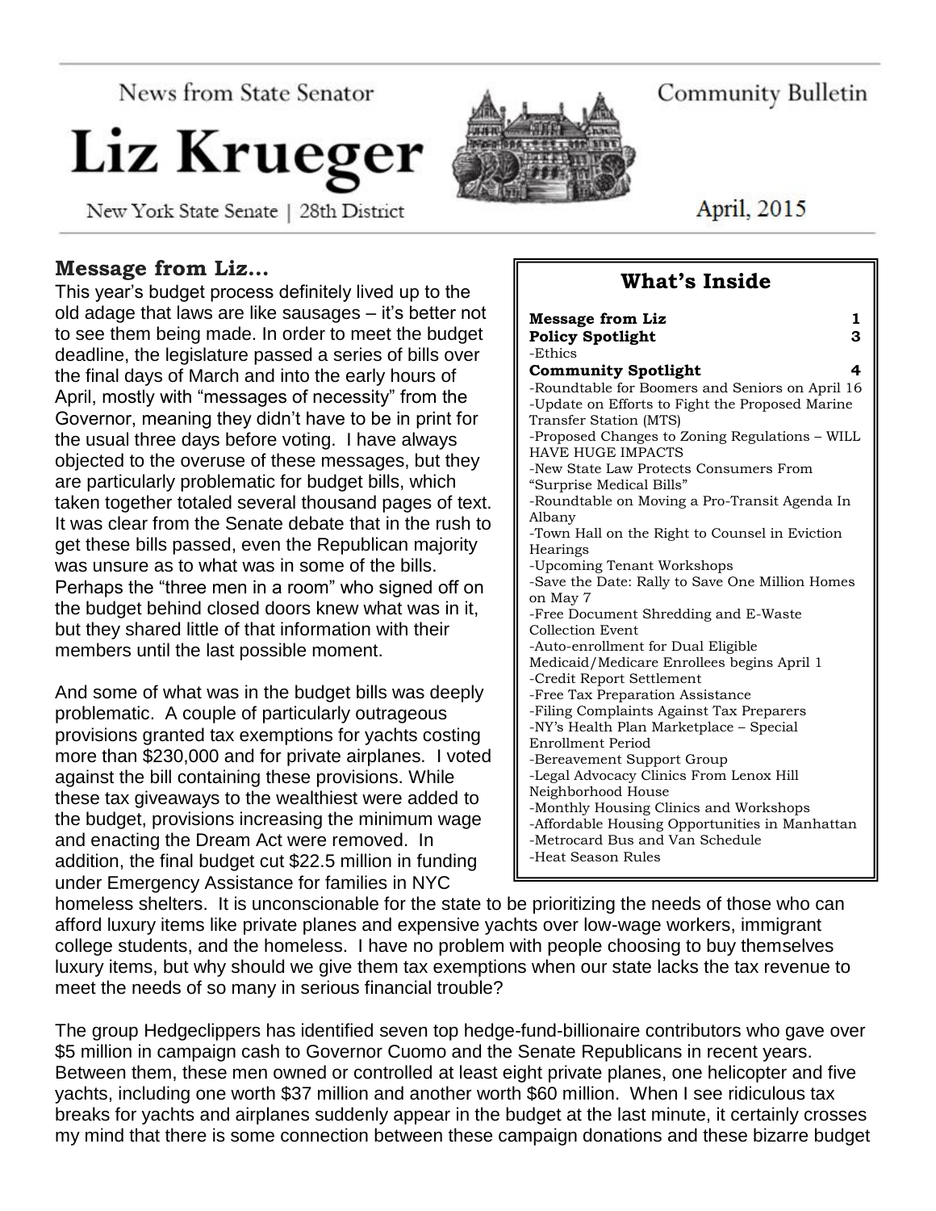News from State Senator

# Liz Krueger

New York State Senate | 28th District

Community Bulletin

April, 2015

## What's Inside

| | |
|---|---|
| **Message from Liz** | **1** |
| **Policy Spotlight** | **3** |
| -Ethics | |
| **Community Spotlight** | **4** |
| -Roundtable for Boomers and Seniors on April 16 | |
| -Update on Efforts to Fight the Proposed Marine Transfer Station (MTS) | |
| -Proposed Changes to Zoning Regulations – WILL HAVE HUGE IMPACTS | |
| -New State Law Protects Consumers From "Surprise Medical Bills" | |
| -Roundtable on Moving a Pro-Transit Agenda In Albany | |
| -Town Hall on the Right to Counsel in Eviction Hearings | |
| -Upcoming Tenant Workshops | |
| -Save the Date: Rally to Save One Million Homes on May 7 | |
| -Free Document Shredding and E-Waste Collection Event | |
| -Auto-enrollment for Dual Eligible Medicaid/Medicare Enrollees begins April 1 | |
| -Credit Report Settlement | |
| -Free Tax Preparation Assistance | |
| -Filing Complaints Against Tax Preparers | |
| -NY's Health Plan Marketplace – Special Enrollment Period | |
| -Bereavement Support Group | |
| -Legal Advocacy Clinics From Lenox Hill Neighborhood House | |
| -Monthly Housing Clinics and Workshops | |
| -Affordable Housing Opportunities in Manhattan | |
| -Metrocard Bus and Van Schedule | |
| -Heat Season Rules | |

## Message from Liz...

This year's budget process definitely lived up to the old adage that laws are like sausages – it's better not to see them being made. In order to meet the budget deadline, the legislature passed a series of bills over the final days of March and into the early hours of April, mostly with "messages of necessity" from the Governor, meaning they didn't have to be in print for the usual three days before voting. I have always objected to the overuse of these messages, but they are particularly problematic for budget bills, which taken together totaled several thousand pages of text. It was clear from the Senate debate that in the rush to get these bills passed, even the Republican majority was unsure as to what was in some of the bills. Perhaps the "three men in a room" who signed off on the budget behind closed doors knew what was in it, but they shared little of that information with their members until the last possible moment.

And some of what was in the budget bills was deeply problematic. A couple of particularly outrageous provisions granted tax exemptions for yachts costing more than $230,000 and for private airplanes. I voted against the bill containing these provisions. While these tax giveaways to the wealthiest were added to the budget, provisions increasing the minimum wage and enacting the Dream Act were removed. In addition, the final budget cut $22.5 million in funding under Emergency Assistance for families in NYC homeless shelters. It is unconscionable for the state to be prioritizing the needs of those who can afford luxury items like private planes and expensive yachts over low-wage workers, immigrant college students, and the homeless. I have no problem with people choosing to buy themselves luxury items, but why should we give them tax exemptions when our state lacks the tax revenue to meet the needs of so many in serious financial trouble?

The group Hedgeclippers has identified seven top hedge-fund-billionaire contributors who gave over $5 million in campaign cash to Governor Cuomo and the Senate Republicans in recent years. Between them, these men owned or controlled at least eight private planes, one helicopter and five yachts, including one worth $37 million and another worth $60 million. When I see ridiculous tax breaks for yachts and airplanes suddenly appear in the budget at the last minute, it certainly crosses my mind that there is some connection between these campaign donations and these bizarre budget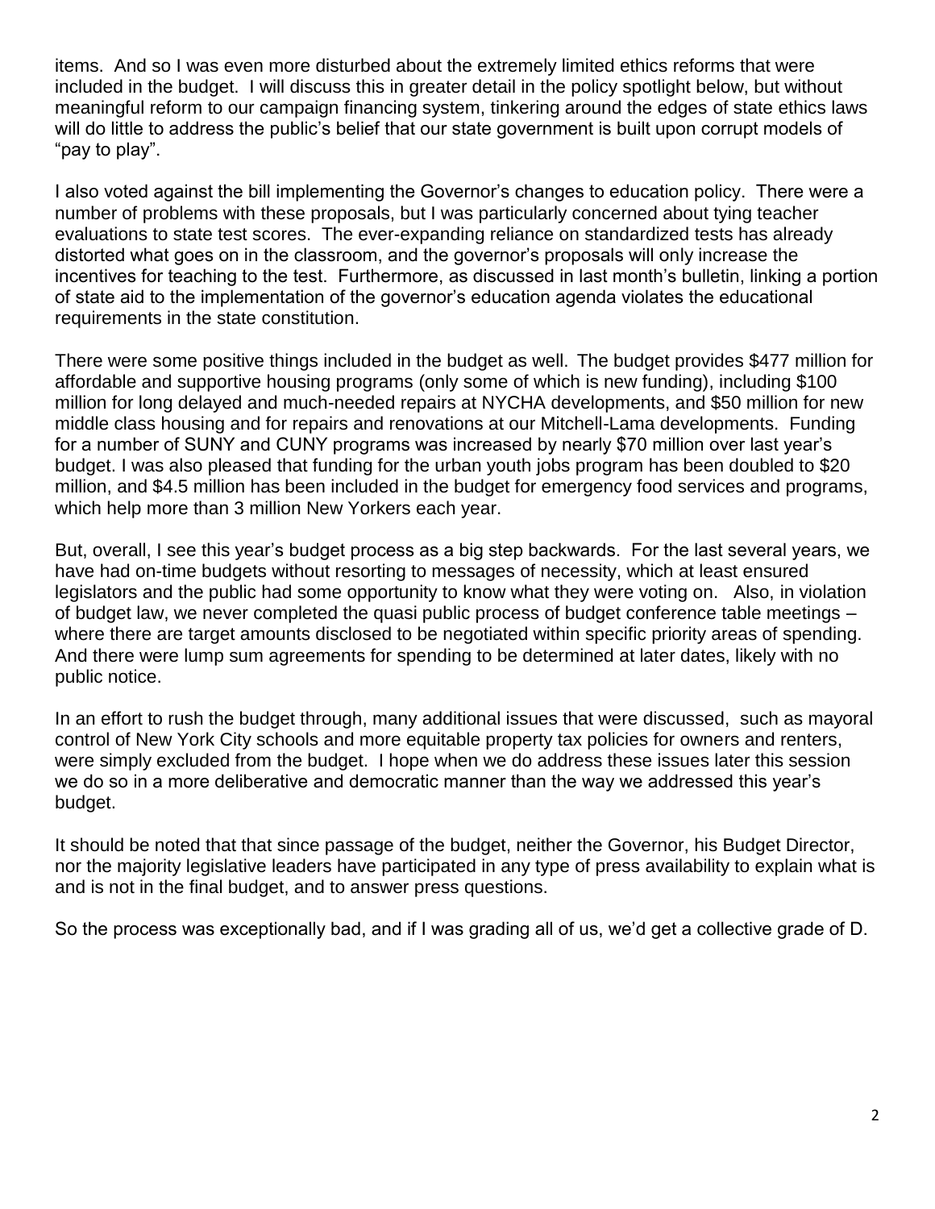items. And so I was even more disturbed about the extremely limited ethics reforms that were included in the budget. I will discuss this in greater detail in the policy spotlight below, but without meaningful reform to our campaign financing system, tinkering around the edges of state ethics laws will do little to address the public's belief that our state government is built upon corrupt models of "pay to play".

I also voted against the bill implementing the Governor's changes to education policy. There were a number of problems with these proposals, but I was particularly concerned about tying teacher evaluations to state test scores. The ever-expanding reliance on standardized tests has already distorted what goes on in the classroom, and the governor's proposals will only increase the incentives for teaching to the test. Furthermore, as discussed in last month's bulletin, linking a portion of state aid to the implementation of the governor's education agenda violates the educational requirements in the state constitution.

There were some positive things included in the budget as well. The budget provides $477 million for affordable and supportive housing programs (only some of which is new funding), including $100 million for long delayed and much-needed repairs at NYCHA developments, and $50 million for new middle class housing and for repairs and renovations at our Mitchell-Lama developments. Funding for a number of SUNY and CUNY programs was increased by nearly $70 million over last year's budget. I was also pleased that funding for the urban youth jobs program has been doubled to $20 million, and $4.5 million has been included in the budget for emergency food services and programs, which help more than 3 million New Yorkers each year.

But, overall, I see this year's budget process as a big step backwards. For the last several years, we have had on-time budgets without resorting to messages of necessity, which at least ensured legislators and the public had some opportunity to know what they were voting on. Also, in violation of budget law, we never completed the quasi public process of budget conference table meetings – where there are target amounts disclosed to be negotiated within specific priority areas of spending. And there were lump sum agreements for spending to be determined at later dates, likely with no public notice.

In an effort to rush the budget through, many additional issues that were discussed, such as mayoral control of New York City schools and more equitable property tax policies for owners and renters, were simply excluded from the budget. I hope when we do address these issues later this session we do so in a more deliberative and democratic manner than the way we addressed this year's budget.

It should be noted that that since passage of the budget, neither the Governor, his Budget Director, nor the majority legislative leaders have participated in any type of press availability to explain what is and is not in the final budget, and to answer press questions.

So the process was exceptionally bad, and if I was grading all of us, we'd get a collective grade of D.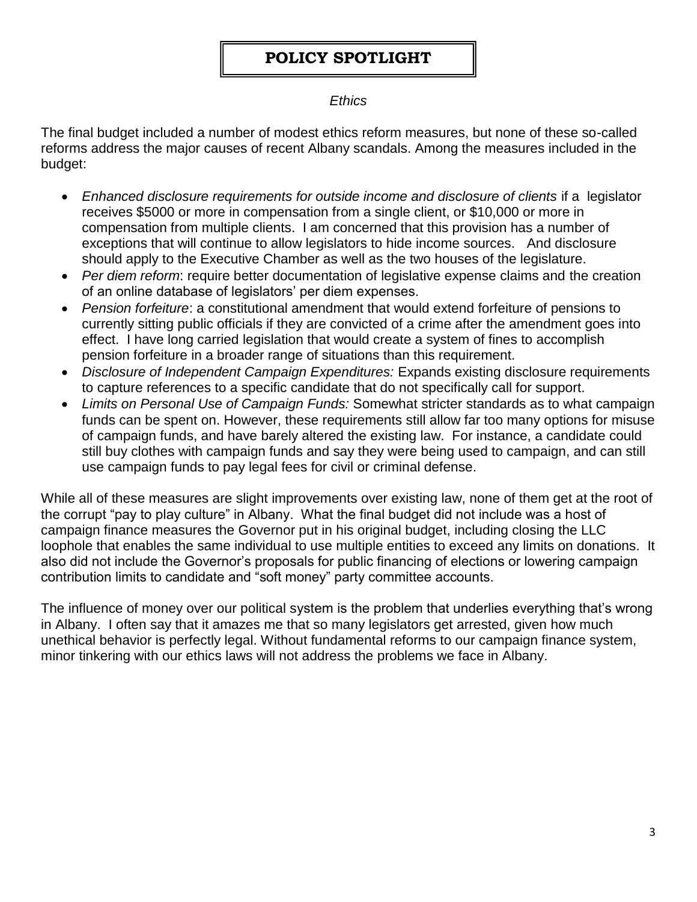# POLICY SPOTLIGHT

*Ethics*

The final budget included a number of modest ethics reform measures, but none of these so-called reforms address the major causes of recent Albany scandals. Among the measures included in the budget:

- *Enhanced disclosure requirements for outside income and disclosure of clients* if a legislator receives $5000 or more in compensation from a single client, or $10,000 or more in compensation from multiple clients. I am concerned that this provision has a number of exceptions that will continue to allow legislators to hide income sources. And disclosure should apply to the Executive Chamber as well as the two houses of the legislature.
- *Per diem reform*: require better documentation of legislative expense claims and the creation of an online database of legislators' per diem expenses.
- *Pension forfeiture*: a constitutional amendment that would extend forfeiture of pensions to currently sitting public officials if they are convicted of a crime after the amendment goes into effect. I have long carried legislation that would create a system of fines to accomplish pension forfeiture in a broader range of situations than this requirement.
- *Disclosure of Independent Campaign Expenditures:* Expands existing disclosure requirements to capture references to a specific candidate that do not specifically call for support.
- *Limits on Personal Use of Campaign Funds:* Somewhat stricter standards as to what campaign funds can be spent on. However, these requirements still allow far too many options for misuse of campaign funds, and have barely altered the existing law. For instance, a candidate could still buy clothes with campaign funds and say they were being used to campaign, and can still use campaign funds to pay legal fees for civil or criminal defense.

While all of these measures are slight improvements over existing law, none of them get at the root of the corrupt "pay to play culture" in Albany. What the final budget did not include was a host of campaign finance measures the Governor put in his original budget, including closing the LLC loophole that enables the same individual to use multiple entities to exceed any limits on donations. It also did not include the Governor's proposals for public financing of elections or lowering campaign contribution limits to candidate and "soft money" party committee accounts.

The influence of money over our political system is the problem that underlies everything that's wrong in Albany. I often say that it amazes me that so many legislators get arrested, given how much unethical behavior is perfectly legal. Without fundamental reforms to our campaign finance system, minor tinkering with our ethics laws will not address the problems we face in Albany.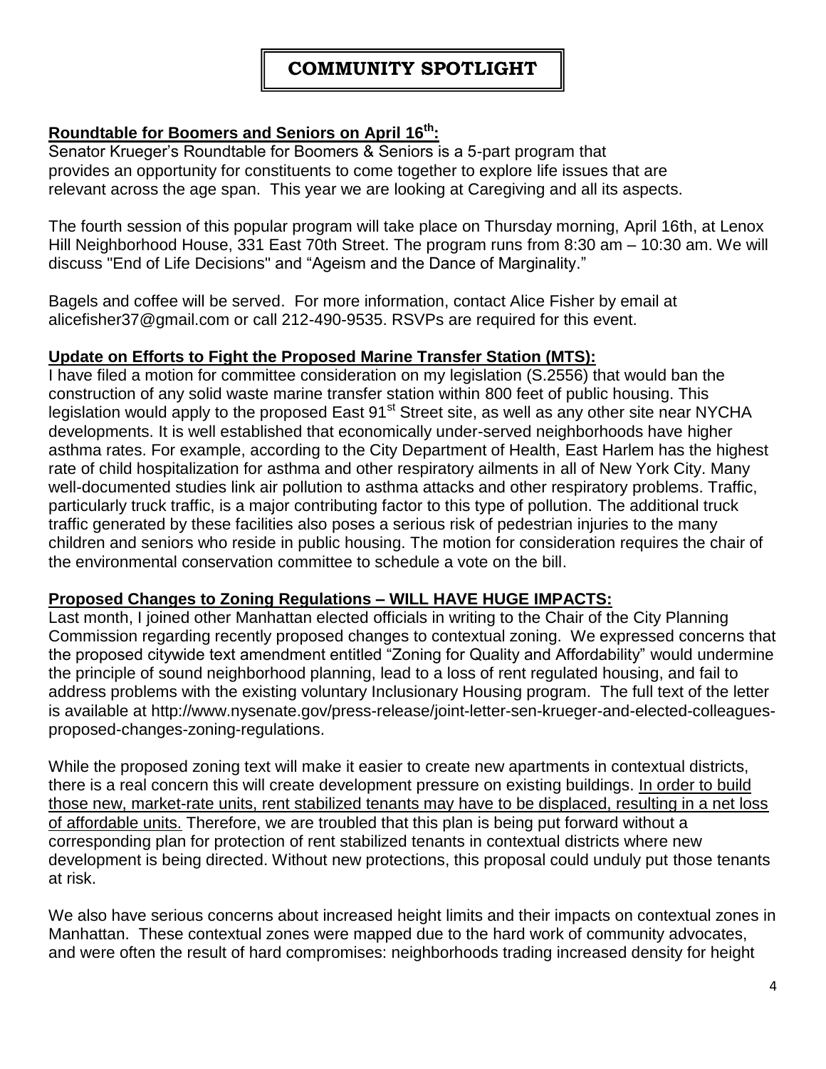# COMMUNITY SPOTLIGHT

**Roundtable for Boomers and Seniors on April 16th:**

Senator Krueger's Roundtable for Boomers & Seniors is a 5-part program that provides an opportunity for constituents to come together to explore life issues that are relevant across the age span. This year we are looking at Caregiving and all its aspects.

The fourth session of this popular program will take place on Thursday morning, April 16th, at Lenox Hill Neighborhood House, 331 East 70th Street. The program runs from 8:30 am – 10:30 am. We will discuss "End of Life Decisions" and "Ageism and the Dance of Marginality."

Bagels and coffee will be served. For more information, contact Alice Fisher by email at alicefisher37@gmail.com or call 212-490-9535. RSVPs are required for this event.

**Update on Efforts to Fight the Proposed Marine Transfer Station (MTS):**

I have filed a motion for committee consideration on my legislation (S.2556) that would ban the construction of any solid waste marine transfer station within 800 feet of public housing. This legislation would apply to the proposed East 91st Street site, as well as any other site near NYCHA developments. It is well established that economically under-served neighborhoods have higher asthma rates. For example, according to the City Department of Health, East Harlem has the highest rate of child hospitalization for asthma and other respiratory ailments in all of New York City. Many well-documented studies link air pollution to asthma attacks and other respiratory problems. Traffic, particularly truck traffic, is a major contributing factor to this type of pollution. The additional truck traffic generated by these facilities also poses a serious risk of pedestrian injuries to the many children and seniors who reside in public housing. The motion for consideration requires the chair of the environmental conservation committee to schedule a vote on the bill.

**Proposed Changes to Zoning Regulations – WILL HAVE HUGE IMPACTS:**

Last month, I joined other Manhattan elected officials in writing to the Chair of the City Planning Commission regarding recently proposed changes to contextual zoning. We expressed concerns that the proposed citywide text amendment entitled "Zoning for Quality and Affordability" would undermine the principle of sound neighborhood planning, lead to a loss of rent regulated housing, and fail to address problems with the existing voluntary Inclusionary Housing program. The full text of the letter is available at http://www.nysenate.gov/press-release/joint-letter-sen-krueger-and-elected-colleagues-proposed-changes-zoning-regulations.

While the proposed zoning text will make it easier to create new apartments in contextual districts, there is a real concern this will create development pressure on existing buildings. In order to build those new, market-rate units, rent stabilized tenants may have to be displaced, resulting in a net loss of affordable units. Therefore, we are troubled that this plan is being put forward without a corresponding plan for protection of rent stabilized tenants in contextual districts where new development is being directed. Without new protections, this proposal could unduly put those tenants at risk.

We also have serious concerns about increased height limits and their impacts on contextual zones in Manhattan. These contextual zones were mapped due to the hard work of community advocates, and were often the result of hard compromises: neighborhoods trading increased density for height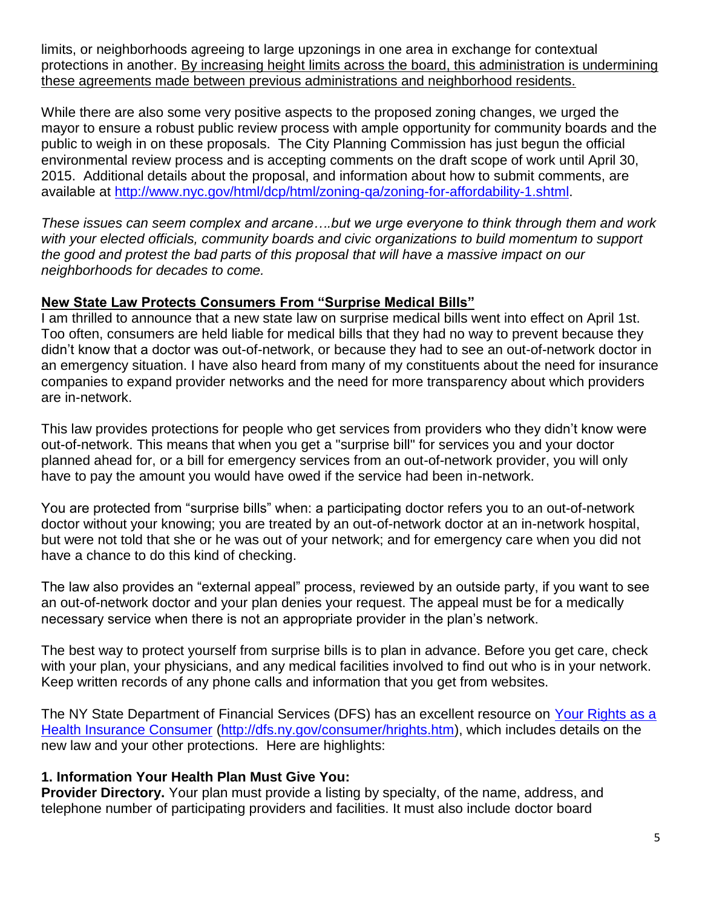limits, or neighborhoods agreeing to large upzonings in one area in exchange for contextual protections in another. By increasing height limits across the board, this administration is undermining these agreements made between previous administrations and neighborhood residents.

While there are also some very positive aspects to the proposed zoning changes, we urged the mayor to ensure a robust public review process with ample opportunity for community boards and the public to weigh in on these proposals. The City Planning Commission has just begun the official environmental review process and is accepting comments on the draft scope of work until April 30, 2015. Additional details about the proposal, and information about how to submit comments, are available at [http://www.nyc.gov/html/dcp/html/zoning-qa/zoning-for-affordability-1.shtml](http://www.nyc.gov/html/dcp/html/zoning-qa/zoning-for-affordability-1.shtml).

*These issues can seem complex and arcane….but we urge everyone to think through them and work with your elected officials, community boards and civic organizations to build momentum to support the good and protest the bad parts of this proposal that will have a massive impact on our neighborhoods for decades to come.*

## New State Law Protects Consumers From "Surprise Medical Bills"

I am thrilled to announce that a new state law on surprise medical bills went into effect on April 1st. Too often, consumers are held liable for medical bills that they had no way to prevent because they didn't know that a doctor was out-of-network, or because they had to see an out-of-network doctor in an emergency situation. I have also heard from many of my constituents about the need for insurance companies to expand provider networks and the need for more transparency about which providers are in-network.

This law provides protections for people who get services from providers who they didn't know were out-of-network. This means that when you get a "surprise bill" for services you and your doctor planned ahead for, or a bill for emergency services from an out-of-network provider, you will only have to pay the amount you would have owed if the service had been in-network.

You are protected from "surprise bills" when: a participating doctor refers you to an out-of-network doctor without your knowing; you are treated by an out-of-network doctor at an in-network hospital, but were not told that she or he was out of your network; and for emergency care when you did not have a chance to do this kind of checking.

The law also provides an "external appeal" process, reviewed by an outside party, if you want to see an out-of-network doctor and your plan denies your request. The appeal must be for a medically necessary service when there is not an appropriate provider in the plan's network.

The best way to protect yourself from surprise bills is to plan in advance. Before you get care, check with your plan, your physicians, and any medical facilities involved to find out who is in your network. Keep written records of any phone calls and information that you get from websites.

The NY State Department of Financial Services (DFS) has an excellent resource on [Your Rights as a Health Insurance Consumer](http://dfs.ny.gov/consumer/hrights.htm) ([http://dfs.ny.gov/consumer/hrights.htm](http://dfs.ny.gov/consumer/hrights.htm)), which includes details on the new law and your other protections. Here are highlights:

### 1. Information Your Health Plan Must Give You:

**Provider Directory.** Your plan must provide a listing by specialty, of the name, address, and telephone number of participating providers and facilities. It must also include doctor board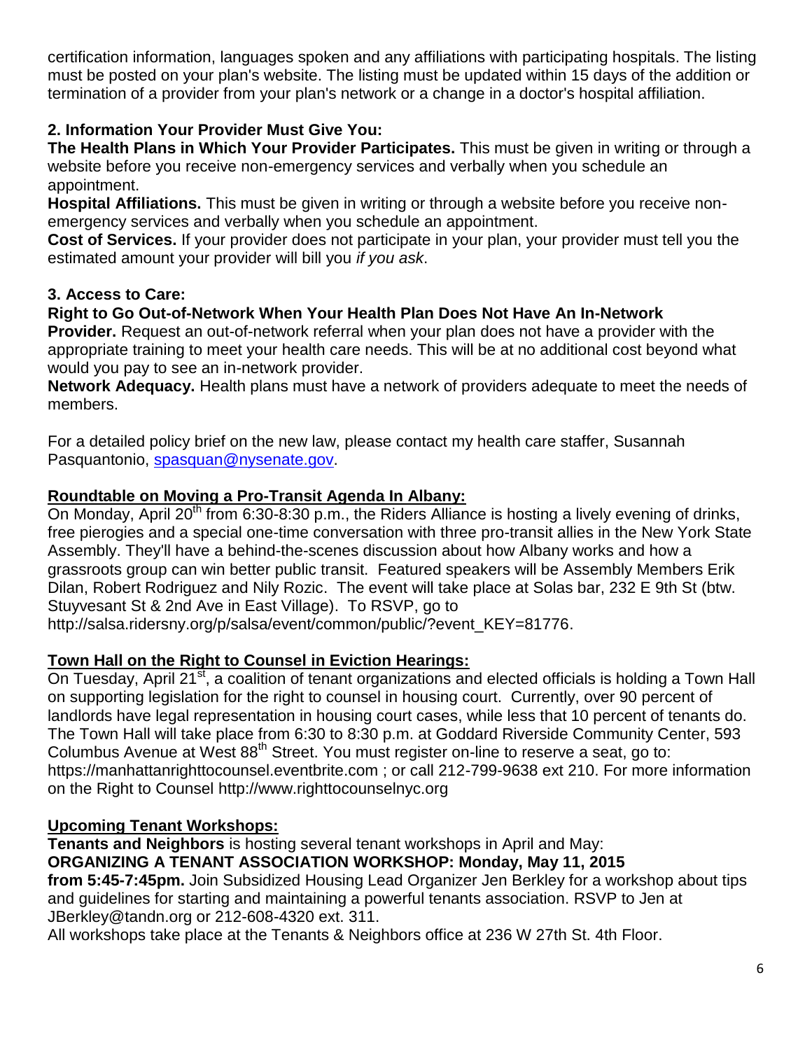certification information, languages spoken and any affiliations with participating hospitals. The listing must be posted on your plan's website. The listing must be updated within 15 days of the addition or termination of a provider from your plan's network or a change in a doctor's hospital affiliation.

**2. Information Your Provider Must Give You:**

**The Health Plans in Which Your Provider Participates.** This must be given in writing or through a website before you receive non-emergency services and verbally when you schedule an appointment.

**Hospital Affiliations.** This must be given in writing or through a website before you receive non-emergency services and verbally when you schedule an appointment.

**Cost of Services.** If your provider does not participate in your plan, your provider must tell you the estimated amount your provider will bill you *if you ask*.

**3. Access to Care:**

**Right to Go Out-of-Network When Your Health Plan Does Not Have An In-Network Provider.** Request an out-of-network referral when your plan does not have a provider with the appropriate training to meet your health care needs. This will be at no additional cost beyond what would you pay to see an in-network provider.

**Network Adequacy.** Health plans must have a network of providers adequate to meet the needs of members.

For a detailed policy brief on the new law, please contact my health care staffer, Susannah Pasquantonio, spasquan@nysenate.gov.

**Roundtable on Moving a Pro-Transit Agenda In Albany:**

On Monday, April 20th from 6:30-8:30 p.m., the Riders Alliance is hosting a lively evening of drinks, free pierogies and a special one-time conversation with three pro-transit allies in the New York State Assembly. They'll have a behind-the-scenes discussion about how Albany works and how a grassroots group can win better public transit. Featured speakers will be Assembly Members Erik Dilan, Robert Rodriguez and Nily Rozic. The event will take place at Solas bar, 232 E 9th St (btw. Stuyvesant St & 2nd Ave in East Village). To RSVP, go to http://salsa.ridersny.org/p/salsa/event/common/public/?event_KEY=81776.

**Town Hall on the Right to Counsel in Eviction Hearings:**

On Tuesday, April 21st, a coalition of tenant organizations and elected officials is holding a Town Hall on supporting legislation for the right to counsel in housing court. Currently, over 90 percent of landlords have legal representation in housing court cases, while less that 10 percent of tenants do. The Town Hall will take place from 6:30 to 8:30 p.m. at Goddard Riverside Community Center, 593 Columbus Avenue at West 88th Street. You must register on-line to reserve a seat, go to: https://manhattanrighttocounsel.eventbrite.com ; or call 212-799-9638 ext 210. For more information on the Right to Counsel http://www.righttocounselnyc.org

**Upcoming Tenant Workshops:**

**Tenants and Neighbors** is hosting several tenant workshops in April and May:

**ORGANIZING A TENANT ASSOCIATION WORKSHOP: Monday, May 11, 2015 from 5:45-7:45pm.** Join Subsidized Housing Lead Organizer Jen Berkley for a workshop about tips and guidelines for starting and maintaining a powerful tenants association. RSVP to Jen at JBerkley@tandn.org or 212-608-4320 ext. 311.

All workshops take place at the Tenants & Neighbors office at 236 W 27th St. 4th Floor.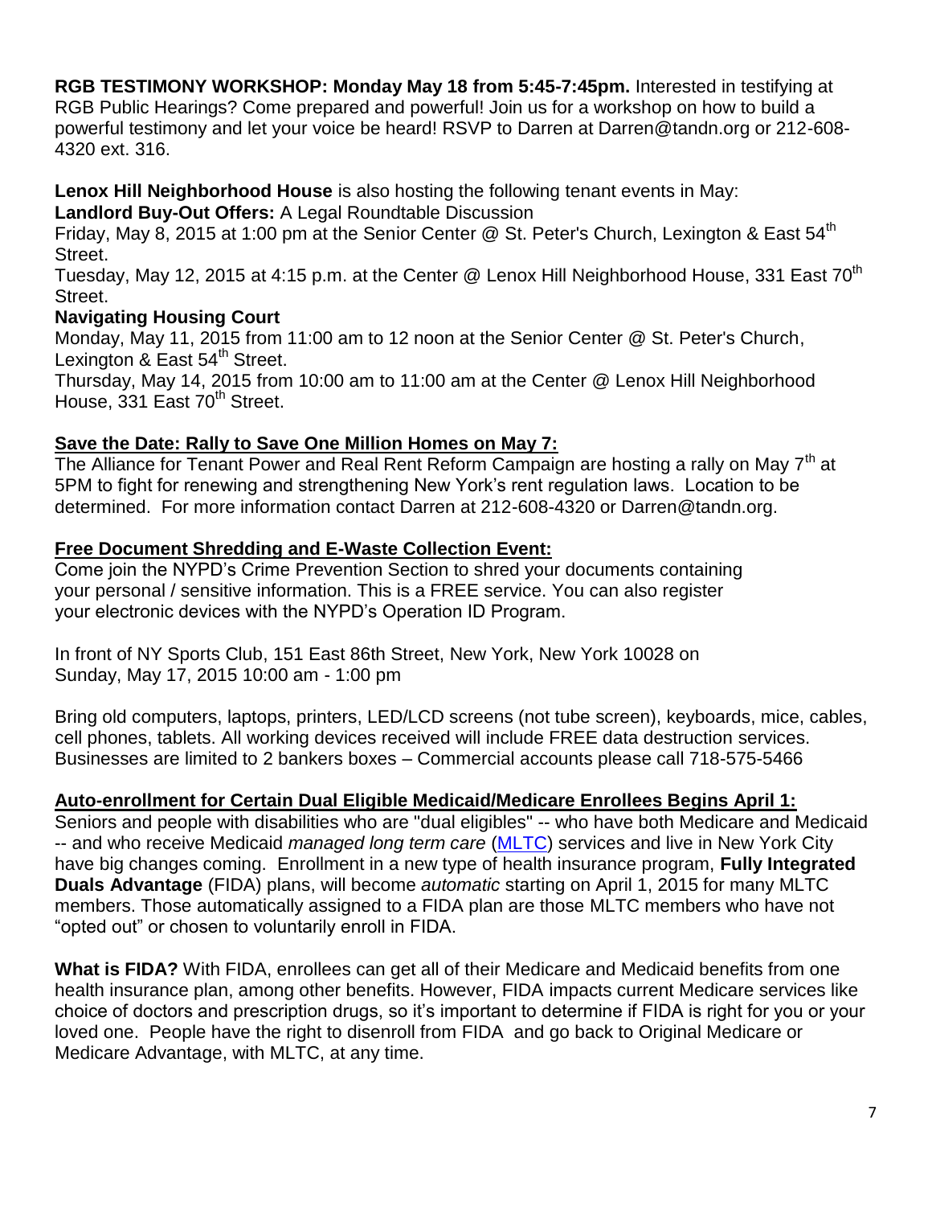**RGB TESTIMONY WORKSHOP: Monday May 18 from 5:45-7:45pm.** Interested in testifying at RGB Public Hearings? Come prepared and powerful! Join us for a workshop on how to build a powerful testimony and let your voice be heard! RSVP to Darren at Darren@tandn.org or 212-608-4320 ext. 316.

**Lenox Hill Neighborhood House** is also hosting the following tenant events in May:
**Landlord Buy-Out Offers:** A Legal Roundtable Discussion
Friday, May 8, 2015 at 1:00 pm at the Senior Center @ St. Peter's Church, Lexington & East 54th Street.
Tuesday, May 12, 2015 at 4:15 p.m. at the Center @ Lenox Hill Neighborhood House, 331 East 70th Street.
**Navigating Housing Court**
Monday, May 11, 2015 from 11:00 am to 12 noon at the Senior Center @ St. Peter's Church, Lexington & East 54th Street.
Thursday, May 14, 2015 from 10:00 am to 11:00 am at the Center @ Lenox Hill Neighborhood House, 331 East 70th Street.

**Save the Date: Rally to Save One Million Homes on May 7:**
The Alliance for Tenant Power and Real Rent Reform Campaign are hosting a rally on May 7th at 5PM to fight for renewing and strengthening New York's rent regulation laws. Location to be determined. For more information contact Darren at 212-608-4320 or Darren@tandn.org.

**Free Document Shredding and E-Waste Collection Event:**
Come join the NYPD's Crime Prevention Section to shred your documents containing your personal / sensitive information. This is a FREE service. You can also register your electronic devices with the NYPD's Operation ID Program.

In front of NY Sports Club, 151 East 86th Street, New York, New York 10028 on Sunday, May 17, 2015 10:00 am - 1:00 pm

Bring old computers, laptops, printers, LED/LCD screens (not tube screen), keyboards, mice, cables, cell phones, tablets. All working devices received will include FREE data destruction services. Businesses are limited to 2 bankers boxes – Commercial accounts please call 718-575-5466

**Auto-enrollment for Certain Dual Eligible Medicaid/Medicare Enrollees Begins April 1:**
Seniors and people with disabilities who are "dual eligibles" -- who have both Medicare and Medicaid -- and who receive Medicaid *managed long term care* (MLTC) services and live in New York City have big changes coming. Enrollment in a new type of health insurance program, **Fully Integrated Duals Advantage** (FIDA) plans, will become *automatic* starting on April 1, 2015 for many MLTC members. Those automatically assigned to a FIDA plan are those MLTC members who have not "opted out" or chosen to voluntarily enroll in FIDA.

**What is FIDA?** With FIDA, enrollees can get all of their Medicare and Medicaid benefits from one health insurance plan, among other benefits. However, FIDA impacts current Medicare services like choice of doctors and prescription drugs, so it's important to determine if FIDA is right for you or your loved one. People have the right to disenroll from FIDA and go back to Original Medicare or Medicare Advantage, with MLTC, at any time.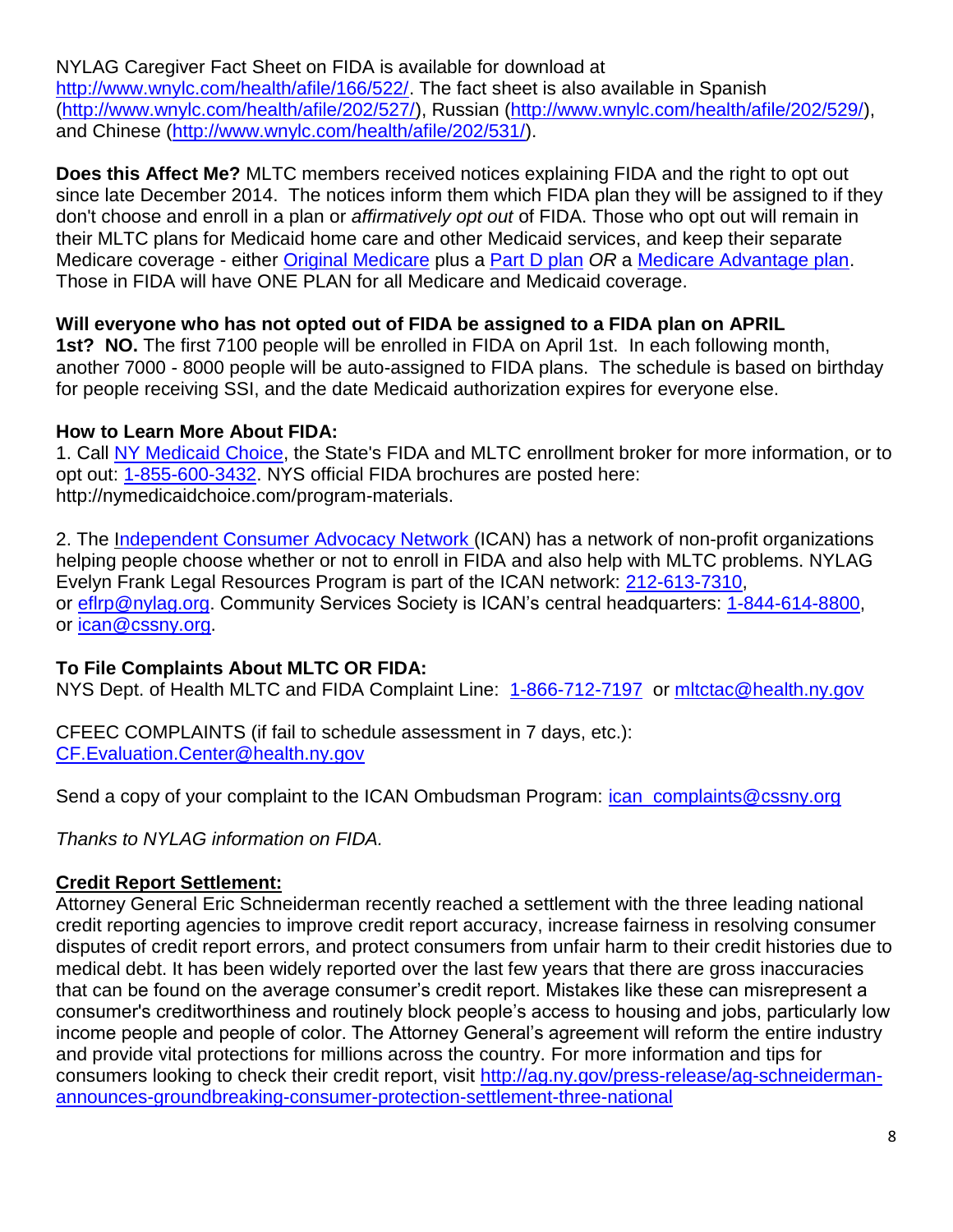NYLAG Caregiver Fact Sheet on FIDA is available for download at http://www.wnylc.com/health/afile/166/522/. The fact sheet is also available in Spanish (http://www.wnylc.com/health/afile/202/527/), Russian (http://www.wnylc.com/health/afile/202/529/), and Chinese (http://www.wnylc.com/health/afile/202/531/).

**Does this Affect Me?** MLTC members received notices explaining FIDA and the right to opt out since late December 2014. The notices inform them which FIDA plan they will be assigned to if they don't choose and enroll in a plan or *affirmatively opt out* of FIDA. Those who opt out will remain in their MLTC plans for Medicaid home care and other Medicaid services, and keep their separate Medicare coverage - either Original Medicare plus a Part D plan *OR* a Medicare Advantage plan. Those in FIDA will have ONE PLAN for all Medicare and Medicaid coverage.

**Will everyone who has not opted out of FIDA be assigned to a FIDA plan on APRIL 1st? NO.** The first 7100 people will be enrolled in FIDA on April 1st. In each following month, another 7000 - 8000 people will be auto-assigned to FIDA plans. The schedule is based on birthday for people receiving SSI, and the date Medicaid authorization expires for everyone else.

**How to Learn More About FIDA:**

1. Call NY Medicaid Choice, the State's FIDA and MLTC enrollment broker for more information, or to opt out: 1-855-600-3432. NYS official FIDA brochures are posted here: http://nymedicaidchoice.com/program-materials.

2. The Independent Consumer Advocacy Network (ICAN) has a network of non-profit organizations helping people choose whether or not to enroll in FIDA and also help with MLTC problems. NYLAG Evelyn Frank Legal Resources Program is part of the ICAN network: 212-613-7310, or eflrp@nylag.org. Community Services Society is ICAN's central headquarters: 1-844-614-8800, or ican@cssny.org.

**To File Complaints About MLTC OR FIDA:**

NYS Dept. of Health MLTC and FIDA Complaint Line: 1-866-712-7197 or mltctac@health.ny.gov

CFEEC COMPLAINTS (if fail to schedule assessment in 7 days, etc.): CF.Evaluation.Center@health.ny.gov

Send a copy of your complaint to the ICAN Ombudsman Program: ican_complaints@cssny.org

*Thanks to NYLAG information on FIDA.*

**Credit Report Settlement:**

Attorney General Eric Schneiderman recently reached a settlement with the three leading national credit reporting agencies to improve credit report accuracy, increase fairness in resolving consumer disputes of credit report errors, and protect consumers from unfair harm to their credit histories due to medical debt. It has been widely reported over the last few years that there are gross inaccuracies that can be found on the average consumer's credit report. Mistakes like these can misrepresent a consumer's creditworthiness and routinely block people's access to housing and jobs, particularly low income people and people of color. The Attorney General's agreement will reform the entire industry and provide vital protections for millions across the country. For more information and tips for consumers looking to check their credit report, visit http://ag.ny.gov/press-release/ag-schneiderman-announces-groundbreaking-consumer-protection-settlement-three-national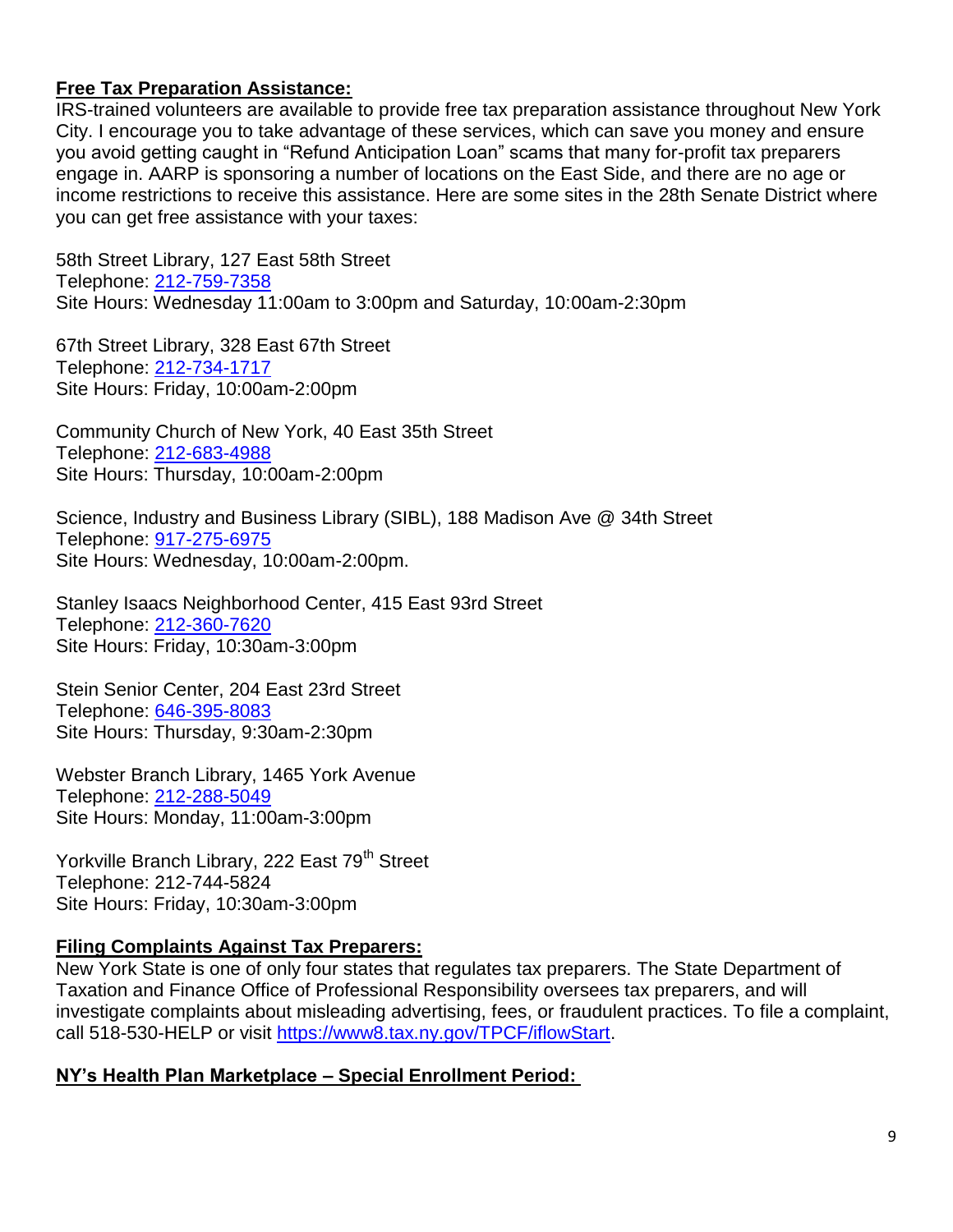**Free Tax Preparation Assistance:**

IRS-trained volunteers are available to provide free tax preparation assistance throughout New York City. I encourage you to take advantage of these services, which can save you money and ensure you avoid getting caught in "Refund Anticipation Loan" scams that many for-profit tax preparers engage in. AARP is sponsoring a number of locations on the East Side, and there are no age or income restrictions to receive this assistance. Here are some sites in the 28th Senate District where you can get free assistance with your taxes:

58th Street Library, 127 East 58th Street
Telephone: 212-759-7358
Site Hours: Wednesday 11:00am to 3:00pm and Saturday, 10:00am-2:30pm

67th Street Library, 328 East 67th Street
Telephone: 212-734-1717
Site Hours: Friday, 10:00am-2:00pm

Community Church of New York, 40 East 35th Street
Telephone: 212-683-4988
Site Hours: Thursday, 10:00am-2:00pm

Science, Industry and Business Library (SIBL), 188 Madison Ave @ 34th Street
Telephone: 917-275-6975
Site Hours: Wednesday, 10:00am-2:00pm.

Stanley Isaacs Neighborhood Center, 415 East 93rd Street
Telephone: 212-360-7620
Site Hours: Friday, 10:30am-3:00pm

Stein Senior Center, 204 East 23rd Street
Telephone: 646-395-8083
Site Hours: Thursday, 9:30am-2:30pm

Webster Branch Library, 1465 York Avenue
Telephone: 212-288-5049
Site Hours: Monday, 11:00am-3:00pm

Yorkville Branch Library, 222 East 79th Street
Telephone: 212-744-5824
Site Hours: Friday, 10:30am-3:00pm

**Filing Complaints Against Tax Preparers:**

New York State is one of only four states that regulates tax preparers. The State Department of Taxation and Finance Office of Professional Responsibility oversees tax preparers, and will investigate complaints about misleading advertising, fees, or fraudulent practices. To file a complaint, call 518-530-HELP or visit https://www8.tax.ny.gov/TPCF/iflowStart.

**NY's Health Plan Marketplace – Special Enrollment Period:**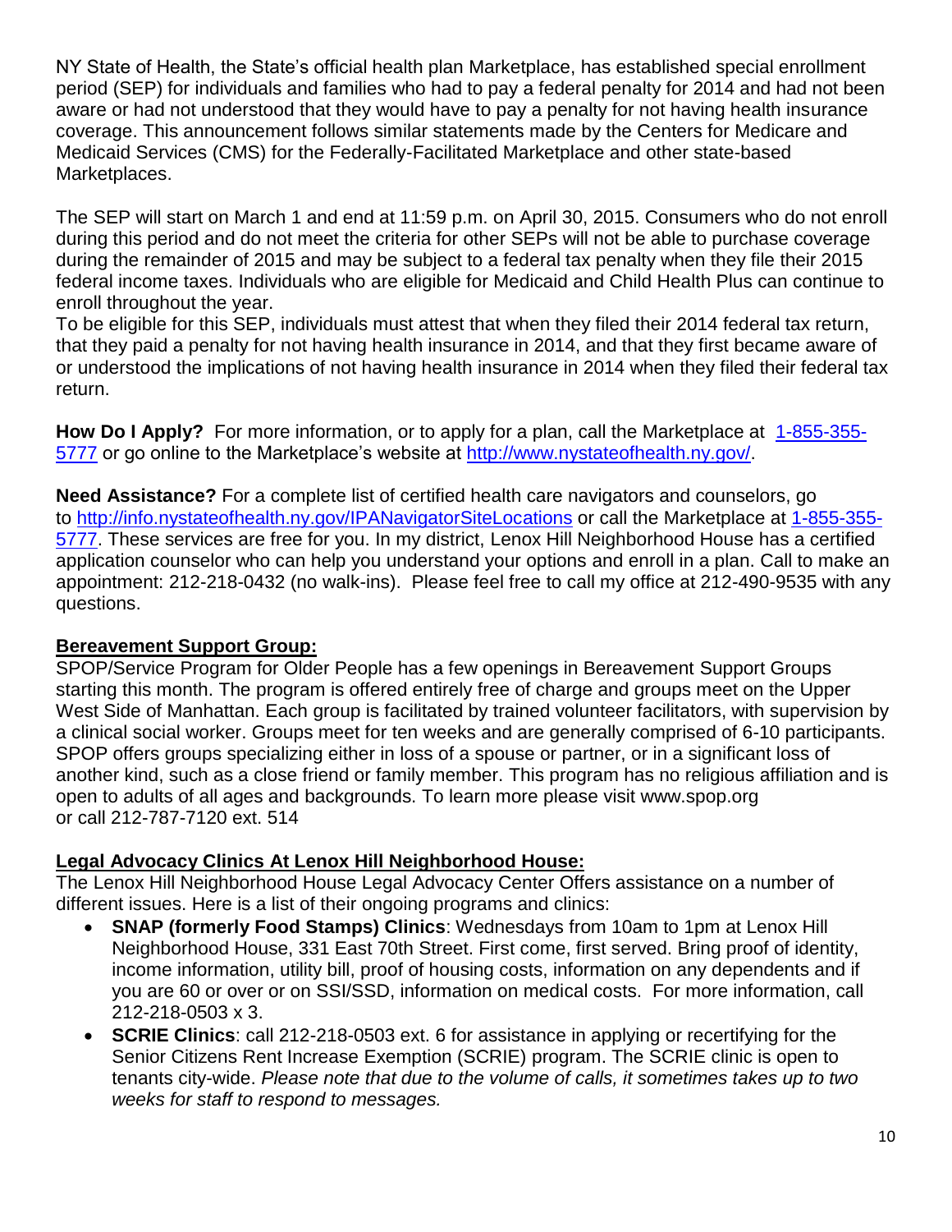NY State of Health, the State's official health plan Marketplace, has established special enrollment period (SEP) for individuals and families who had to pay a federal penalty for 2014 and had not been aware or had not understood that they would have to pay a penalty for not having health insurance coverage. This announcement follows similar statements made by the Centers for Medicare and Medicaid Services (CMS) for the Federally-Facilitated Marketplace and other state-based Marketplaces.

The SEP will start on March 1 and end at 11:59 p.m. on April 30, 2015. Consumers who do not enroll during this period and do not meet the criteria for other SEPs will not be able to purchase coverage during the remainder of 2015 and may be subject to a federal tax penalty when they file their 2015 federal income taxes. Individuals who are eligible for Medicaid and Child Health Plus can continue to enroll throughout the year.
To be eligible for this SEP, individuals must attest that when they filed their 2014 federal tax return, that they paid a penalty for not having health insurance in 2014, and that they first became aware of or understood the implications of not having health insurance in 2014 when they filed their federal tax return.

**How Do I Apply?** For more information, or to apply for a plan, call the Marketplace at 1-855-355-5777 or go online to the Marketplace's website at http://www.nystateofhealth.ny.gov/.

**Need Assistance?** For a complete list of certified health care navigators and counselors, go to http://info.nystateofhealth.ny.gov/IPANavigatorSiteLocations or call the Marketplace at 1-855-355-5777. These services are free for you. In my district, Lenox Hill Neighborhood House has a certified application counselor who can help you understand your options and enroll in a plan. Call to make an appointment: 212-218-0432 (no walk-ins). Please feel free to call my office at 212-490-9535 with any questions.

## Bereavement Support Group:

SPOP/Service Program for Older People has a few openings in Bereavement Support Groups starting this month. The program is offered entirely free of charge and groups meet on the Upper West Side of Manhattan. Each group is facilitated by trained volunteer facilitators, with supervision by a clinical social worker. Groups meet for ten weeks and are generally comprised of 6-10 participants. SPOP offers groups specializing either in loss of a spouse or partner, or in a significant loss of another kind, such as a close friend or family member. This program has no religious affiliation and is open to adults of all ages and backgrounds. To learn more please visit www.spop.org or call 212-787-7120 ext. 514

## Legal Advocacy Clinics At Lenox Hill Neighborhood House:

The Lenox Hill Neighborhood House Legal Advocacy Center Offers assistance on a number of different issues. Here is a list of their ongoing programs and clinics:

- **SNAP (formerly Food Stamps) Clinics**: Wednesdays from 10am to 1pm at Lenox Hill Neighborhood House, 331 East 70th Street. First come, first served. Bring proof of identity, income information, utility bill, proof of housing costs, information on any dependents and if you are 60 or over or on SSI/SSD, information on medical costs. For more information, call 212-218-0503 x 3.
- **SCRIE Clinics**: call 212-218-0503 ext. 6 for assistance in applying or recertifying for the Senior Citizens Rent Increase Exemption (SCRIE) program. The SCRIE clinic is open to tenants city-wide. *Please note that due to the volume of calls, it sometimes takes up to two weeks for staff to respond to messages.*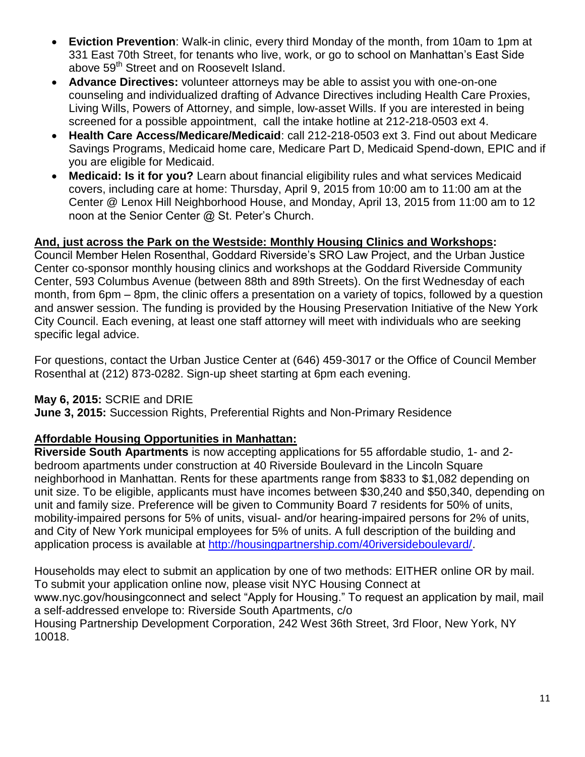- **Eviction Prevention**: Walk-in clinic, every third Monday of the month, from 10am to 1pm at 331 East 70th Street, for tenants who live, work, or go to school on Manhattan's East Side above 59th Street and on Roosevelt Island.
- **Advance Directives:** volunteer attorneys may be able to assist you with one-on-one counseling and individualized drafting of Advance Directives including Health Care Proxies, Living Wills, Powers of Attorney, and simple, low-asset Wills. If you are interested in being screened for a possible appointment, call the intake hotline at 212-218-0503 ext 4.
- **Health Care Access/Medicare/Medicaid**: call 212-218-0503 ext 3. Find out about Medicare Savings Programs, Medicaid home care, Medicare Part D, Medicaid Spend-down, EPIC and if you are eligible for Medicaid.
- **Medicaid: Is it for you?** Learn about financial eligibility rules and what services Medicaid covers, including care at home: Thursday, April 9, 2015 from 10:00 am to 11:00 am at the Center @ Lenox Hill Neighborhood House, and Monday, April 13, 2015 from 11:00 am to 12 noon at the Senior Center @ St. Peter's Church.

**And, just across the Park on the Westside: Monthly Housing Clinics and Workshops:**
Council Member Helen Rosenthal, Goddard Riverside's SRO Law Project, and the Urban Justice Center co-sponsor monthly housing clinics and workshops at the Goddard Riverside Community Center, 593 Columbus Avenue (between 88th and 89th Streets). On the first Wednesday of each month, from 6pm – 8pm, the clinic offers a presentation on a variety of topics, followed by a question and answer session. The funding is provided by the Housing Preservation Initiative of the New York City Council. Each evening, at least one staff attorney will meet with individuals who are seeking specific legal advice.

For questions, contact the Urban Justice Center at (646) 459-3017 or the Office of Council Member Rosenthal at (212) 873-0282. Sign-up sheet starting at 6pm each evening.

**May 6, 2015:** SCRIE and DRIE
**June 3, 2015:** Succession Rights, Preferential Rights and Non-Primary Residence

**Affordable Housing Opportunities in Manhattan:**
**Riverside South Apartments** is now accepting applications for 55 affordable studio, 1- and 2-bedroom apartments under construction at 40 Riverside Boulevard in the Lincoln Square neighborhood in Manhattan. Rents for these apartments range from $833 to $1,082 depending on unit size. To be eligible, applicants must have incomes between $30,240 and $50,340, depending on unit and family size. Preference will be given to Community Board 7 residents for 50% of units, mobility-impaired persons for 5% of units, visual- and/or hearing-impaired persons for 2% of units, and City of New York municipal employees for 5% of units. A full description of the building and application process is available at http://housingpartnership.com/40riversideboulevard/.

Households may elect to submit an application by one of two methods: EITHER online OR by mail. To submit your application online now, please visit NYC Housing Connect at www.nyc.gov/housingconnect and select "Apply for Housing." To request an application by mail, mail a self-addressed envelope to: Riverside South Apartments, c/o
Housing Partnership Development Corporation, 242 West 36th Street, 3rd Floor, New York, NY 10018.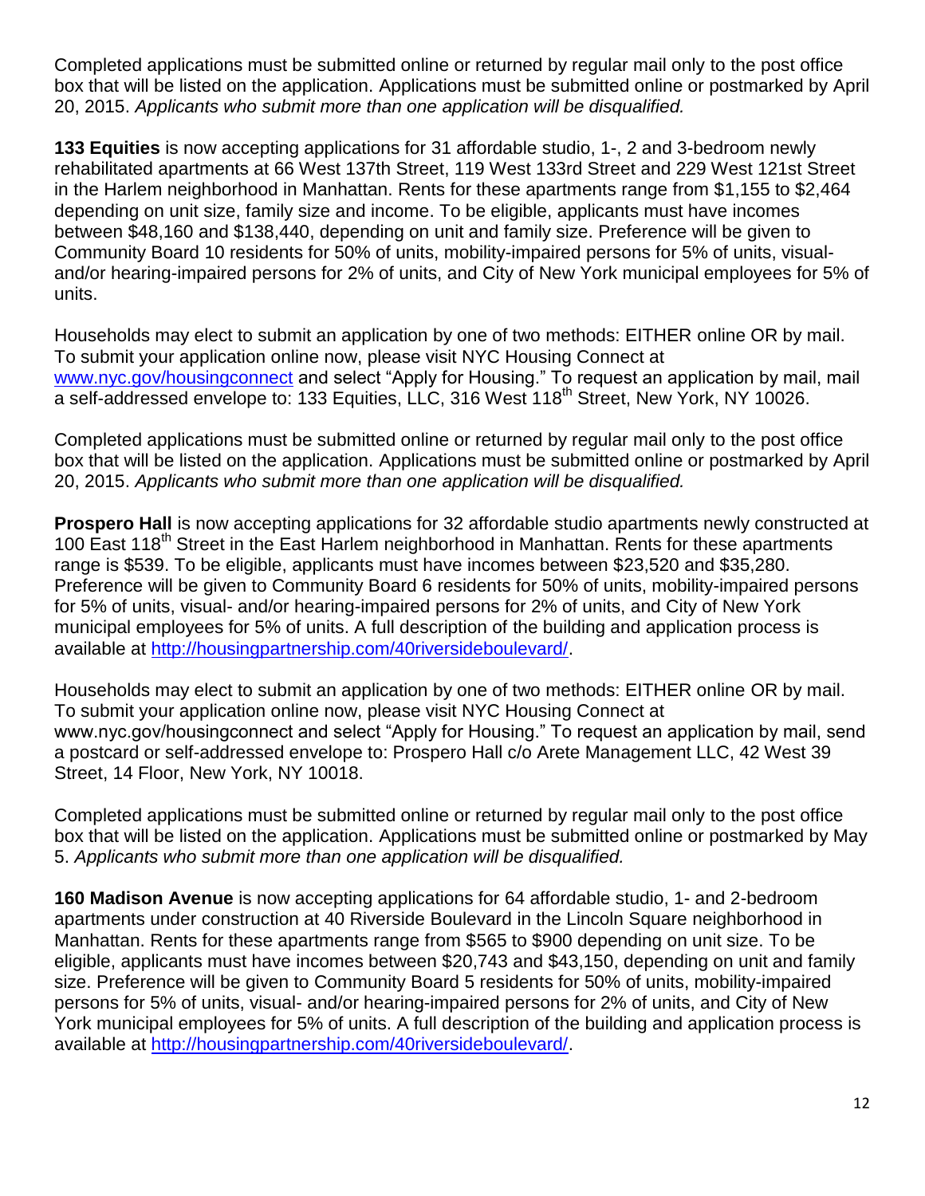Completed applications must be submitted online or returned by regular mail only to the post office box that will be listed on the application. Applications must be submitted online or postmarked by April 20, 2015. *Applicants who submit more than one application will be disqualified.*

**133 Equities** is now accepting applications for 31 affordable studio, 1-, 2 and 3-bedroom newly rehabilitated apartments at 66 West 137th Street, 119 West 133rd Street and 229 West 121st Street in the Harlem neighborhood in Manhattan. Rents for these apartments range from $1,155 to $2,464 depending on unit size, family size and income. To be eligible, applicants must have incomes between $48,160 and $138,440, depending on unit and family size. Preference will be given to Community Board 10 residents for 50% of units, mobility-impaired persons for 5% of units, visual- and/or hearing-impaired persons for 2% of units, and City of New York municipal employees for 5% of units.

Households may elect to submit an application by one of two methods: EITHER online OR by mail. To submit your application online now, please visit NYC Housing Connect at www.nyc.gov/housingconnect and select "Apply for Housing." To request an application by mail, mail a self-addressed envelope to: 133 Equities, LLC, 316 West 118th Street, New York, NY 10026.

Completed applications must be submitted online or returned by regular mail only to the post office box that will be listed on the application. Applications must be submitted online or postmarked by April 20, 2015. *Applicants who submit more than one application will be disqualified.*

**Prospero Hall** is now accepting applications for 32 affordable studio apartments newly constructed at 100 East 118th Street in the East Harlem neighborhood in Manhattan. Rents for these apartments range is $539. To be eligible, applicants must have incomes between $23,520 and $35,280. Preference will be given to Community Board 6 residents for 50% of units, mobility-impaired persons for 5% of units, visual- and/or hearing-impaired persons for 2% of units, and City of New York municipal employees for 5% of units. A full description of the building and application process is available at http://housingpartnership.com/40riversideboulevard/.

Households may elect to submit an application by one of two methods: EITHER online OR by mail. To submit your application online now, please visit NYC Housing Connect at www.nyc.gov/housingconnect and select "Apply for Housing." To request an application by mail, send a postcard or self-addressed envelope to: Prospero Hall c/o Arete Management LLC, 42 West 39 Street, 14 Floor, New York, NY 10018.

Completed applications must be submitted online or returned by regular mail only to the post office box that will be listed on the application. Applications must be submitted online or postmarked by May 5. *Applicants who submit more than one application will be disqualified.*

**160 Madison Avenue** is now accepting applications for 64 affordable studio, 1- and 2-bedroom apartments under construction at 40 Riverside Boulevard in the Lincoln Square neighborhood in Manhattan. Rents for these apartments range from $565 to $900 depending on unit size. To be eligible, applicants must have incomes between $20,743 and $43,150, depending on unit and family size. Preference will be given to Community Board 5 residents for 50% of units, mobility-impaired persons for 5% of units, visual- and/or hearing-impaired persons for 2% of units, and City of New York municipal employees for 5% of units. A full description of the building and application process is available at http://housingpartnership.com/40riversideboulevard/.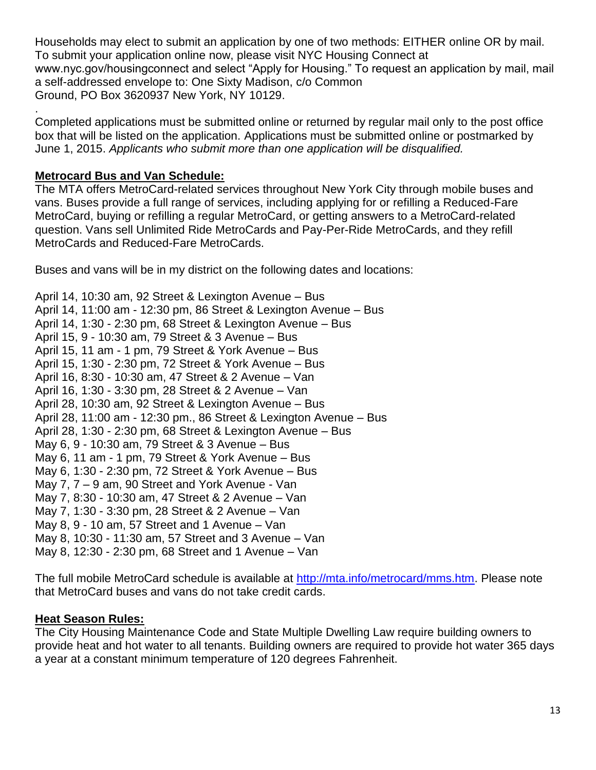Households may elect to submit an application by one of two methods: EITHER online OR by mail. To submit your application online now, please visit NYC Housing Connect at www.nyc.gov/housingconnect and select "Apply for Housing." To request an application by mail, mail a self-addressed envelope to: One Sixty Madison, c/o Common Ground, PO Box 3620937 New York, NY 10129.

.
Completed applications must be submitted online or returned by regular mail only to the post office box that will be listed on the application. Applications must be submitted online or postmarked by June 1, 2015. *Applicants who submit more than one application will be disqualified.*

**Metrocard Bus and Van Schedule:**

The MTA offers MetroCard-related services throughout New York City through mobile buses and vans. Buses provide a full range of services, including applying for or refilling a Reduced-Fare MetroCard, buying or refilling a regular MetroCard, or getting answers to a MetroCard-related question. Vans sell Unlimited Ride MetroCards and Pay-Per-Ride MetroCards, and they refill MetroCards and Reduced-Fare MetroCards.

Buses and vans will be in my district on the following dates and locations:

April 14, 10:30 am, 92 Street & Lexington Avenue – Bus
April 14, 11:00 am - 12:30 pm, 86 Street & Lexington Avenue – Bus
April 14, 1:30 - 2:30 pm, 68 Street & Lexington Avenue – Bus
April 15, 9 - 10:30 am, 79 Street & 3 Avenue – Bus
April 15, 11 am - 1 pm, 79 Street & York Avenue – Bus
April 15, 1:30 - 2:30 pm, 72 Street & York Avenue – Bus
April 16, 8:30 - 10:30 am, 47 Street & 2 Avenue – Van
April 16, 1:30 - 3:30 pm, 28 Street & 2 Avenue – Van
April 28, 10:30 am, 92 Street & Lexington Avenue – Bus
April 28, 11:00 am - 12:30 pm., 86 Street & Lexington Avenue – Bus
April 28, 1:30 - 2:30 pm, 68 Street & Lexington Avenue – Bus
May 6, 9 - 10:30 am, 79 Street & 3 Avenue – Bus
May 6, 11 am - 1 pm, 79 Street & York Avenue – Bus
May 6, 1:30 - 2:30 pm, 72 Street & York Avenue – Bus
May 7, 7 – 9 am, 90 Street and York Avenue - Van
May 7, 8:30 - 10:30 am, 47 Street & 2 Avenue – Van
May 7, 1:30 - 3:30 pm, 28 Street & 2 Avenue – Van
May 8, 9 - 10 am, 57 Street and 1 Avenue – Van
May 8, 10:30 - 11:30 am, 57 Street and 3 Avenue – Van
May 8, 12:30 - 2:30 pm, 68 Street and 1 Avenue – Van

The full mobile MetroCard schedule is available at http://mta.info/metrocard/mms.htm. Please note that MetroCard buses and vans do not take credit cards.

**Heat Season Rules:**

The City Housing Maintenance Code and State Multiple Dwelling Law require building owners to provide heat and hot water to all tenants. Building owners are required to provide hot water 365 days a year at a constant minimum temperature of 120 degrees Fahrenheit.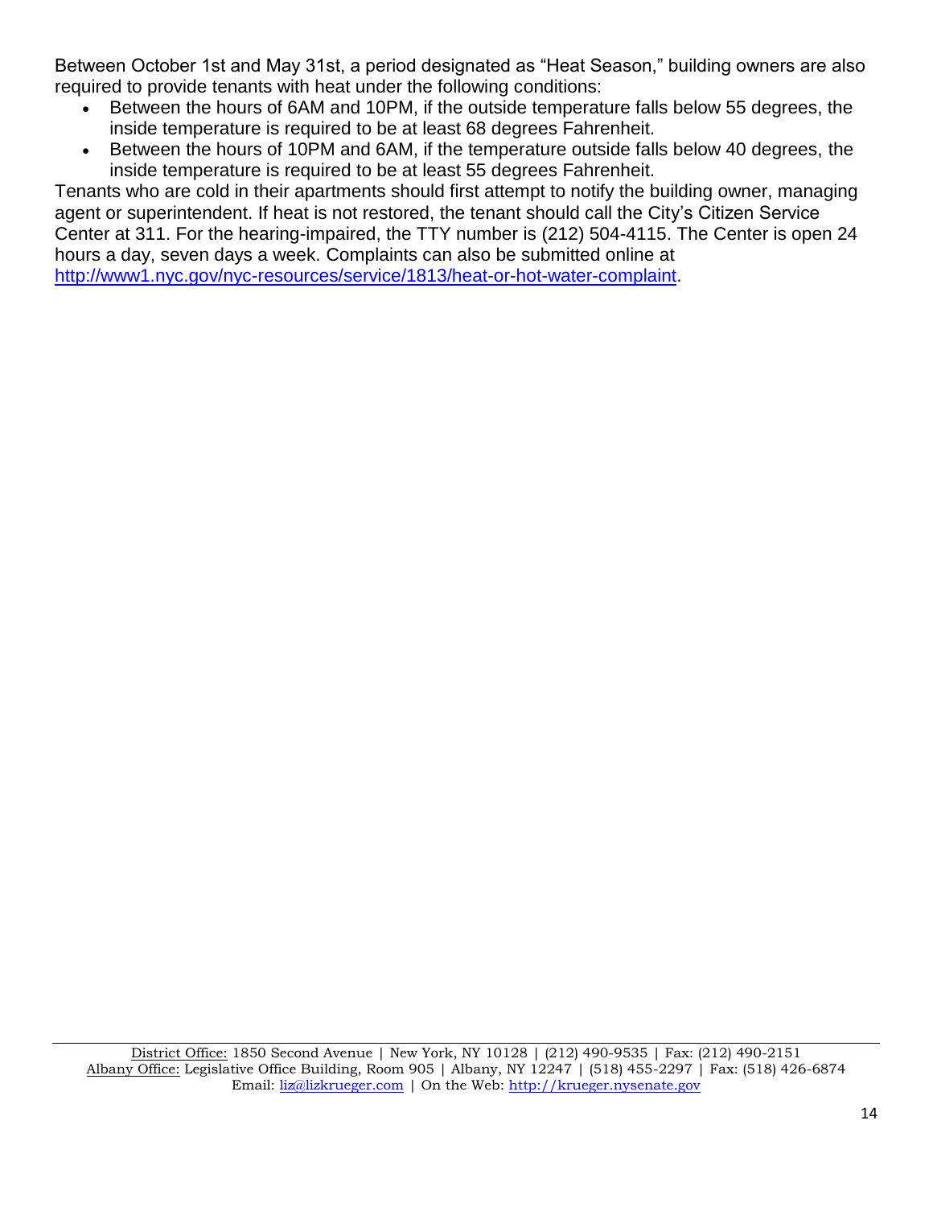Between October 1st and May 31st, a period designated as "Heat Season," building owners are also required to provide tenants with heat under the following conditions:

- Between the hours of 6AM and 10PM, if the outside temperature falls below 55 degrees, the inside temperature is required to be at least 68 degrees Fahrenheit.
- Between the hours of 10PM and 6AM, if the temperature outside falls below 40 degrees, the inside temperature is required to be at least 55 degrees Fahrenheit.

Tenants who are cold in their apartments should first attempt to notify the building owner, managing agent or superintendent. If heat is not restored, the tenant should call the City's Citizen Service Center at 311. For the hearing-impaired, the TTY number is (212) 504-4115. The Center is open 24 hours a day, seven days a week. Complaints can also be submitted online at [http://www1.nyc.gov/nyc-resources/service/1813/heat-or-hot-water-complaint](http://www1.nyc.gov/nyc-resources/service/1813/heat-or-hot-water-complaint).